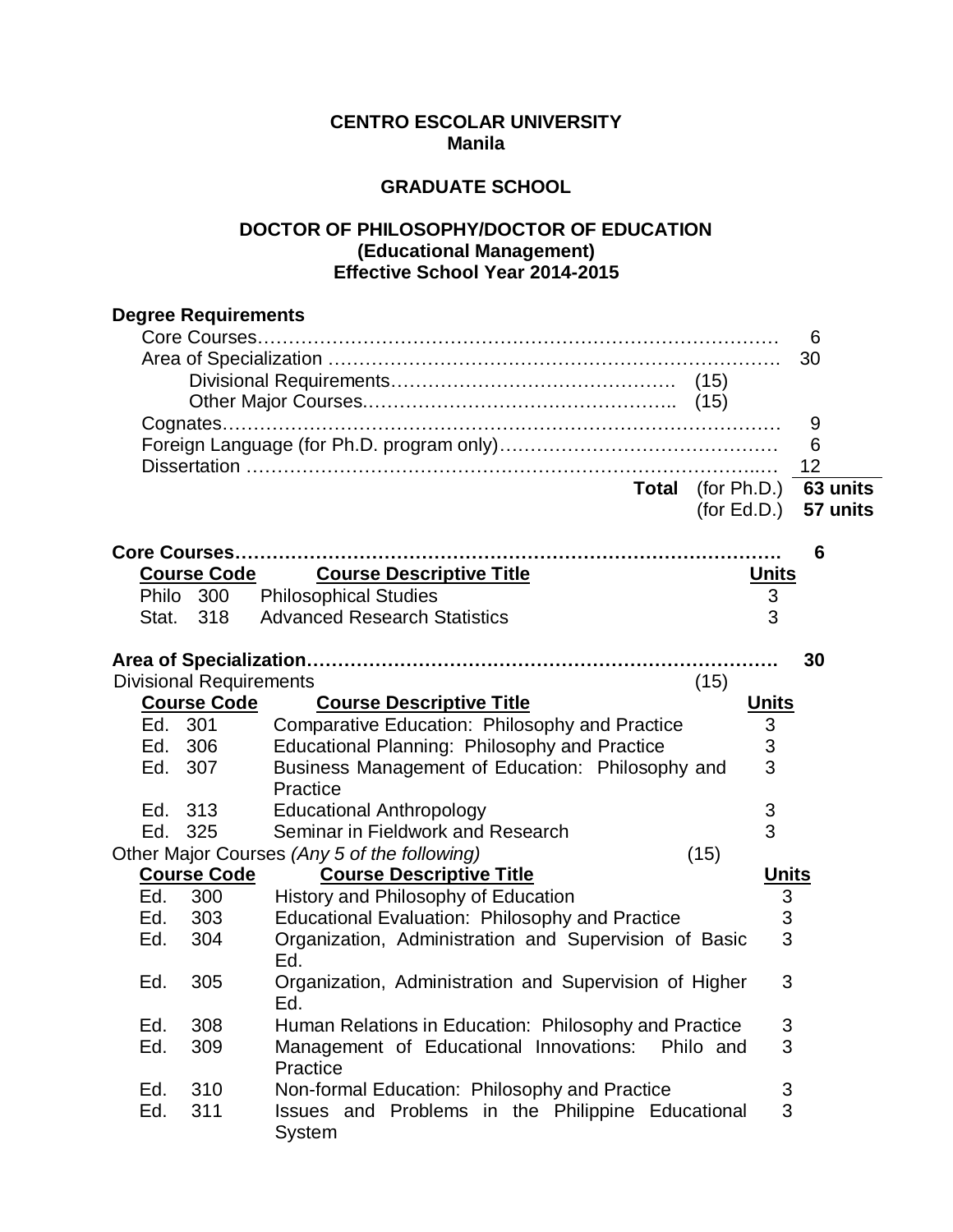**CENTRO ESCOLAR UNIVERSITY**
**Manila**

**GRADUATE SCHOOL**

**DOCTOR OF PHILOSOPHY/DOCTOR OF EDUCATION**
**(Educational Management)**
**Effective School Year 2014-2015**

**Degree Requirements**

| | | |
|---|---|---|
| Core Courses | | 6 |
| Area of Specialization | | 30 |
| Divisional Requirements | (15) | |
| Other Major Courses | (15) | |
| Cognates | | 9 |
| Foreign Language (for Ph.D. program only) | | 6 |
| Dissertation | | 12 |
| **Total** | (for Ph.D.) | **63 units** |
| | (for Ed.D.) | **57 units** |

**Core Courses……………………………………………………… 6**

| Course Code | Course Descriptive Title | Units |
|---|---|---|
| Philo 300 | Philosophical Studies | 3 |
| Stat. 318 | Advanced Research Statistics | 3 |

**Area of Specialization……………………………………………… 30**

Divisional Requirements (15)

| Course Code | Course Descriptive Title | Units |
|---|---|---|
| Ed. 301 | Comparative Education: Philosophy and Practice | 3 |
| Ed. 306 | Educational Planning: Philosophy and Practice | 3 |
| Ed. 307 | Business Management of Education: Philosophy and Practice | 3 |
| Ed. 313 | Educational Anthropology | 3 |
| Ed. 325 | Seminar in Fieldwork and Research | 3 |

Other Major Courses *(Any 5 of the following)* (15)

| Course Code | Course Descriptive Title | Units |
|---|---|---|
| Ed. 300 | History and Philosophy of Education | 3 |
| Ed. 303 | Educational Evaluation: Philosophy and Practice | 3 |
| Ed. 304 | Organization, Administration and Supervision of Basic Ed. | 3 |
| Ed. 305 | Organization, Administration and Supervision of Higher Ed. | 3 |
| Ed. 308 | Human Relations in Education: Philosophy and Practice | 3 |
| Ed. 309 | Management of Educational Innovations: Philo and Practice | 3 |
| Ed. 310 | Non-formal Education: Philosophy and Practice | 3 |
| Ed. 311 | Issues and Problems in the Philippine Educational System | 3 |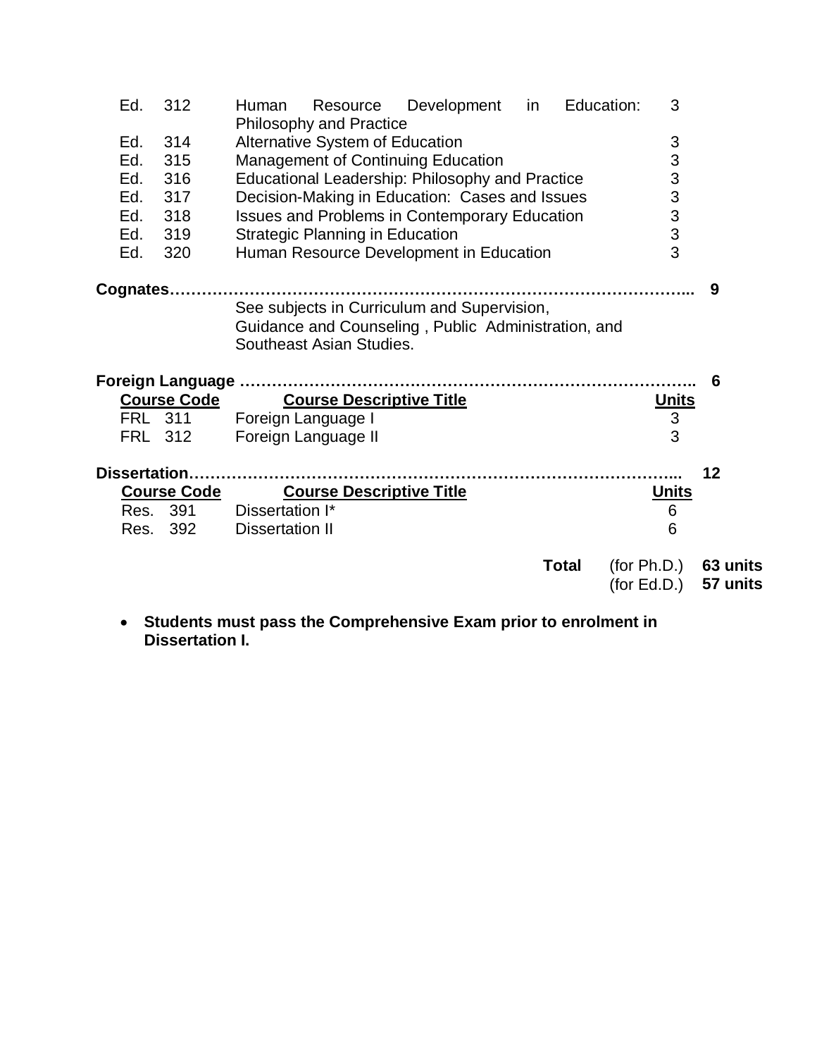| | | | |
|---|---|---|---|
| Ed. | 312 | Human Resource Development in Education: Philosophy and Practice | 3 |
| Ed. | 314 | Alternative System of Education | 3 |
| Ed. | 315 | Management of Continuing Education | 3 |
| Ed. | 316 | Educational Leadership: Philosophy and Practice | 3 |
| Ed. | 317 | Decision-Making in Education: Cases and Issues | 3 |
| Ed. | 318 | Issues and Problems in Contemporary Education | 3 |
| Ed. | 319 | Strategic Planning in Education | 3 |
| Ed. | 320 | Human Resource Development in Education | 3 |

**Cognates………………………………………………………………………………….. 9**

See subjects in Curriculum and Supervision, Guidance and Counseling , Public Administration, and Southeast Asian Studies.

**Foreign Language …………………………………………………………………….. 6**

| Course Code | Course Descriptive Title | Units |
|---|---|---|
| FRL 311 | Foreign Language I | 3 |
| FRL 312 | Foreign Language II | 3 |

**Dissertation…………………………………………………………………………….... 12**

| Course Code | Course Descriptive Title | Units |
|---|---|---|
| Res. 391 | Dissertation I* | 6 |
| Res. 392 | Dissertation II | 6 |

| | | |
|---|---|---|
| **Total** | (for Ph.D.) | **63 units** |
| | (for Ed.D.) | **57 units** |

- **Students must pass the Comprehensive Exam prior to enrolment in Dissertation I.**